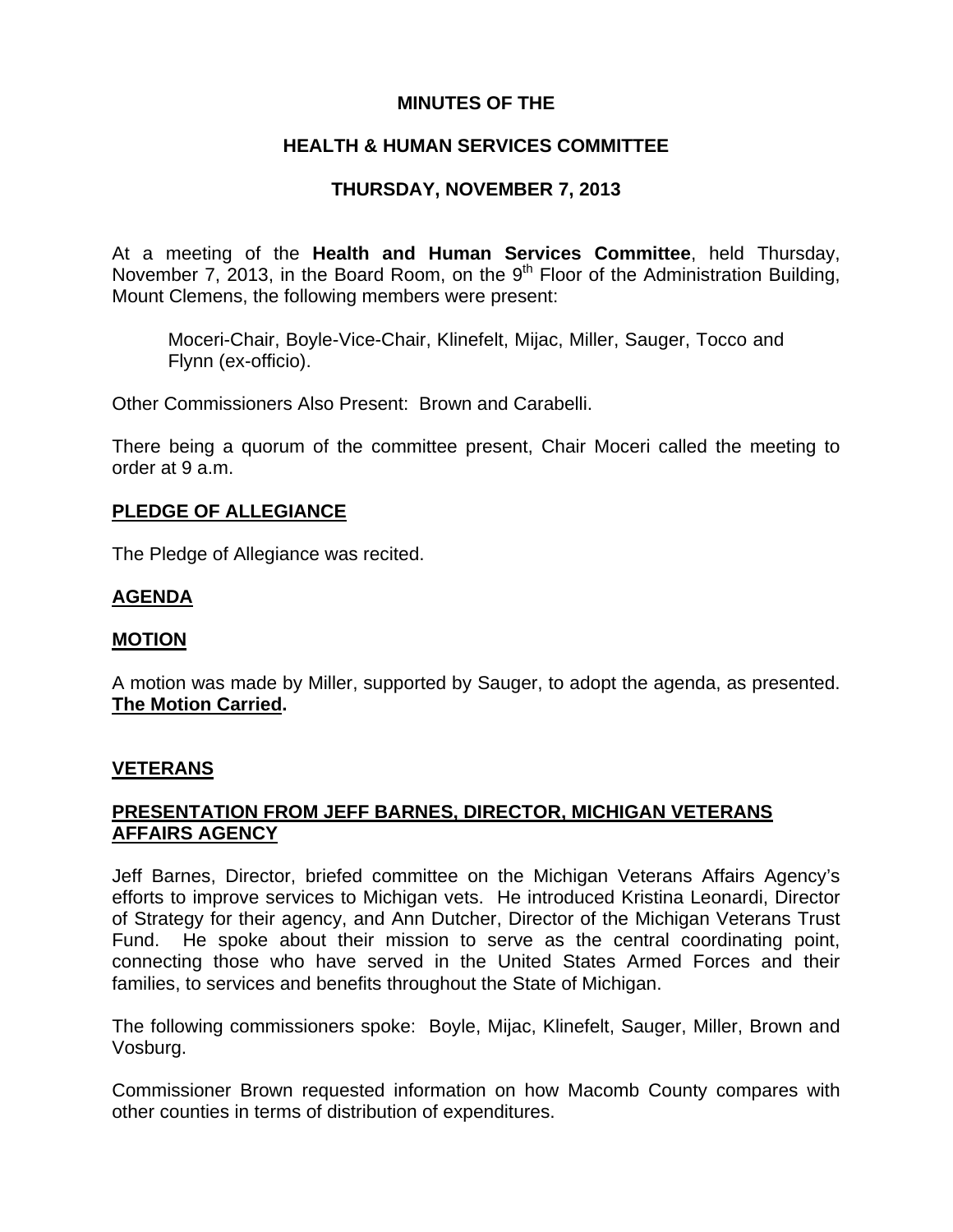**MINUTES OF THE**

**HEALTH & HUMAN SERVICES COMMITTEE**

**THURSDAY, NOVEMBER 7, 2013**

At a meeting of the **Health and Human Services Committee**, held Thursday, November 7, 2013, in the Board Room, on the 9th Floor of the Administration Building, Mount Clemens, the following members were present:

> Moceri-Chair, Boyle-Vice-Chair, Klinefelt, Mijac, Miller, Sauger, Tocco and Flynn (ex-officio).

Other Commissioners Also Present: Brown and Carabelli.

There being a quorum of the committee present, Chair Moceri called the meeting to order at 9 a.m.

## PLEDGE OF ALLEGIANCE

The Pledge of Allegiance was recited.

## AGENDA

## MOTION

A motion was made by Miller, supported by Sauger, to adopt the agenda, as presented. **The Motion Carried.**

## VETERANS

## PRESENTATION FROM JEFF BARNES, DIRECTOR, MICHIGAN VETERANS AFFAIRS AGENCY

Jeff Barnes, Director, briefed committee on the Michigan Veterans Affairs Agency's efforts to improve services to Michigan vets. He introduced Kristina Leonardi, Director of Strategy for their agency, and Ann Dutcher, Director of the Michigan Veterans Trust Fund. He spoke about their mission to serve as the central coordinating point, connecting those who have served in the United States Armed Forces and their families, to services and benefits throughout the State of Michigan.

The following commissioners spoke: Boyle, Mijac, Klinefelt, Sauger, Miller, Brown and Vosburg.

Commissioner Brown requested information on how Macomb County compares with other counties in terms of distribution of expenditures.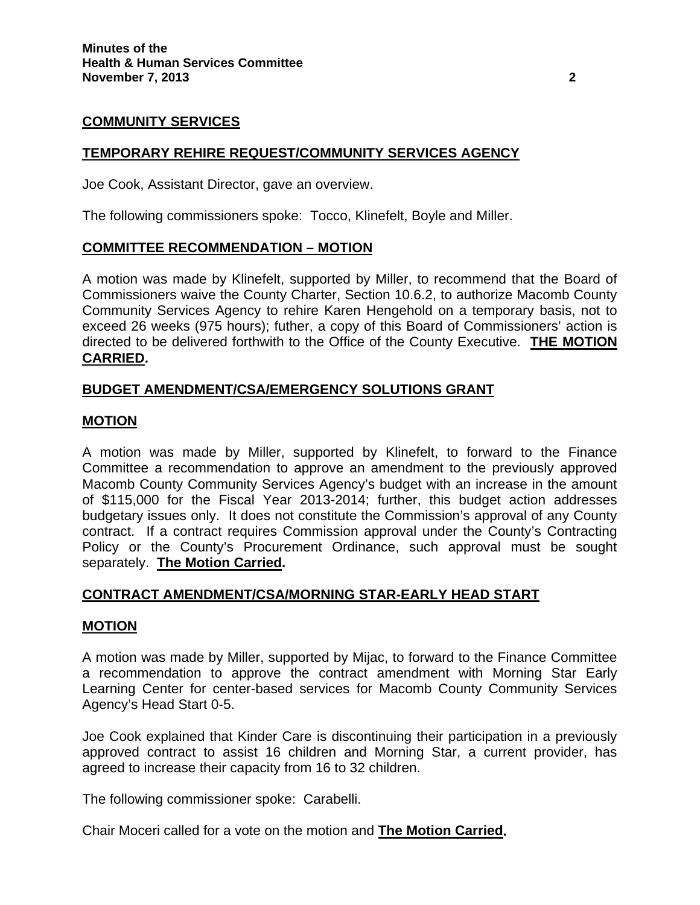## COMMUNITY SERVICES

## TEMPORARY REHIRE REQUEST/COMMUNITY SERVICES AGENCY

Joe Cook, Assistant Director, gave an overview.

The following commissioners spoke: Tocco, Klinefelt, Boyle and Miller.

## COMMITTEE RECOMMENDATION – MOTION

A motion was made by Klinefelt, supported by Miller, to recommend that the Board of Commissioners waive the County Charter, Section 10.6.2, to authorize Macomb County Community Services Agency to rehire Karen Hengehold on a temporary basis, not to exceed 26 weeks (975 hours); futher, a copy of this Board of Commissioners' action is directed to be delivered forthwith to the Office of the County Executive. **THE MOTION CARRIED.**

## BUDGET AMENDMENT/CSA/EMERGENCY SOLUTIONS GRANT

## MOTION

A motion was made by Miller, supported by Klinefelt, to forward to the Finance Committee a recommendation to approve an amendment to the previously approved Macomb County Community Services Agency's budget with an increase in the amount of $115,000 for the Fiscal Year 2013-2014; further, this budget action addresses budgetary issues only. It does not constitute the Commission's approval of any County contract. If a contract requires Commission approval under the County's Contracting Policy or the County's Procurement Ordinance, such approval must be sought separately. **The Motion Carried.**

## CONTRACT AMENDMENT/CSA/MORNING STAR-EARLY HEAD START

## MOTION

A motion was made by Miller, supported by Mijac, to forward to the Finance Committee a recommendation to approve the contract amendment with Morning Star Early Learning Center for center-based services for Macomb County Community Services Agency's Head Start 0-5.

Joe Cook explained that Kinder Care is discontinuing their participation in a previously approved contract to assist 16 children and Morning Star, a current provider, has agreed to increase their capacity from 16 to 32 children.

The following commissioner spoke: Carabelli.

Chair Moceri called for a vote on the motion and **The Motion Carried.**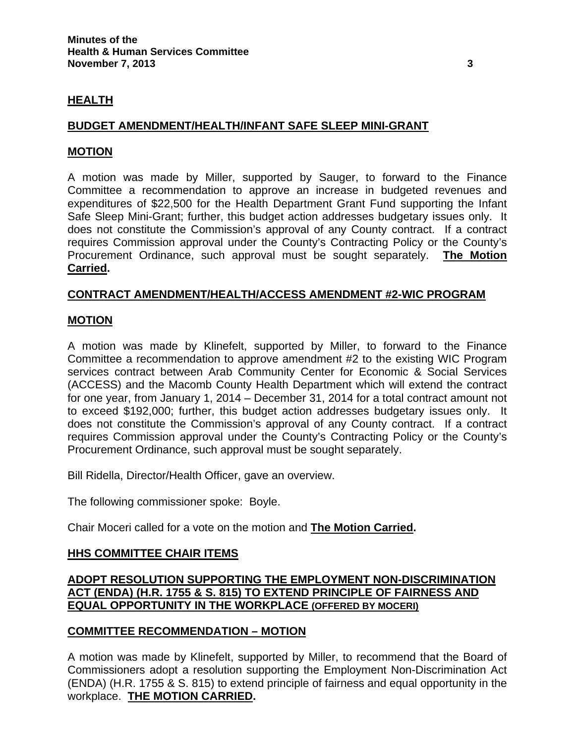## HEALTH

### BUDGET AMENDMENT/HEALTH/INFANT SAFE SLEEP MINI-GRANT

### MOTION

A motion was made by Miller, supported by Sauger, to forward to the Finance Committee a recommendation to approve an increase in budgeted revenues and expenditures of $22,500 for the Health Department Grant Fund supporting the Infant Safe Sleep Mini-Grant; further, this budget action addresses budgetary issues only. It does not constitute the Commission's approval of any County contract. If a contract requires Commission approval under the County's Contracting Policy or the County's Procurement Ordinance, such approval must be sought separately. **The Motion Carried.**

### CONTRACT AMENDMENT/HEALTH/ACCESS AMENDMENT #2-WIC PROGRAM

### MOTION

A motion was made by Klinefelt, supported by Miller, to forward to the Finance Committee a recommendation to approve amendment #2 to the existing WIC Program services contract between Arab Community Center for Economic & Social Services (ACCESS) and the Macomb County Health Department which will extend the contract for one year, from January 1, 2014 – December 31, 2014 for a total contract amount not to exceed $192,000; further, this budget action addresses budgetary issues only. It does not constitute the Commission's approval of any County contract. If a contract requires Commission approval under the County's Contracting Policy or the County's Procurement Ordinance, such approval must be sought separately.

Bill Ridella, Director/Health Officer, gave an overview.

The following commissioner spoke: Boyle.

Chair Moceri called for a vote on the motion and **The Motion Carried.**

## HHS COMMITTEE CHAIR ITEMS

### ADOPT RESOLUTION SUPPORTING THE EMPLOYMENT NON-DISCRIMINATION ACT (ENDA) (H.R. 1755 & S. 815) TO EXTEND PRINCIPLE OF FAIRNESS AND EQUAL OPPORTUNITY IN THE WORKPLACE (OFFERED BY MOCERI)

### COMMITTEE RECOMMENDATION – MOTION

A motion was made by Klinefelt, supported by Miller, to recommend that the Board of Commissioners adopt a resolution supporting the Employment Non-Discrimination Act (ENDA) (H.R. 1755 & S. 815) to extend principle of fairness and equal opportunity in the workplace. **THE MOTION CARRIED.**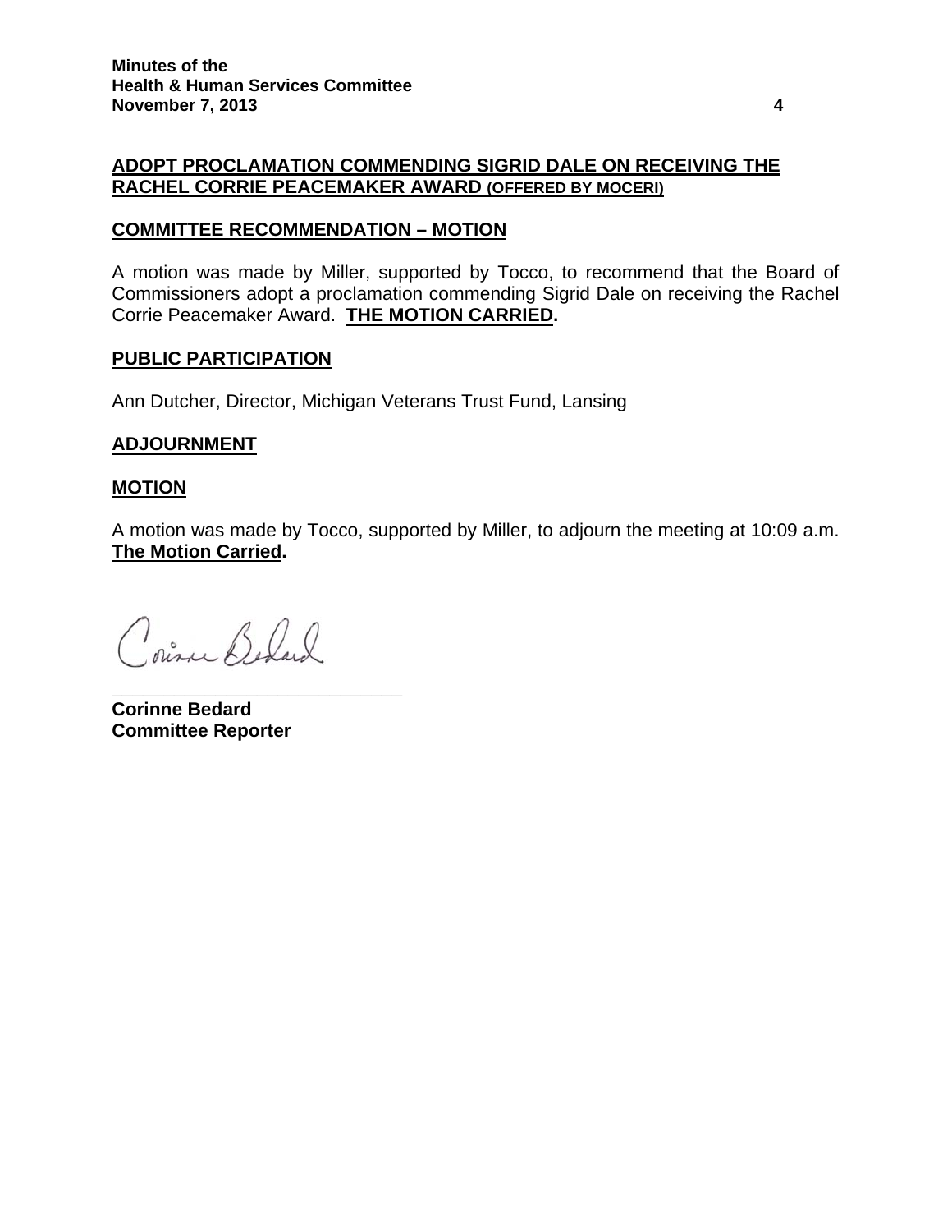**ADOPT PROCLAMATION COMMENDING SIGRID DALE ON RECEIVING THE RACHEL CORRIE PEACEMAKER AWARD (OFFERED BY MOCERI)**

**COMMITTEE RECOMMENDATION – MOTION**

A motion was made by Miller, supported by Tocco, to recommend that the Board of Commissioners adopt a proclamation commending Sigrid Dale on receiving the Rachel Corrie Peacemaker Award. **THE MOTION CARRIED.**

**PUBLIC PARTICIPATION**

Ann Dutcher, Director, Michigan Veterans Trust Fund, Lansing

**ADJOURNMENT**

**MOTION**

A motion was made by Tocco, supported by Miller, to adjourn the meeting at 10:09 a.m. **The Motion Carried.**

_______________________________

**Corinne Bedard**
**Committee Reporter**